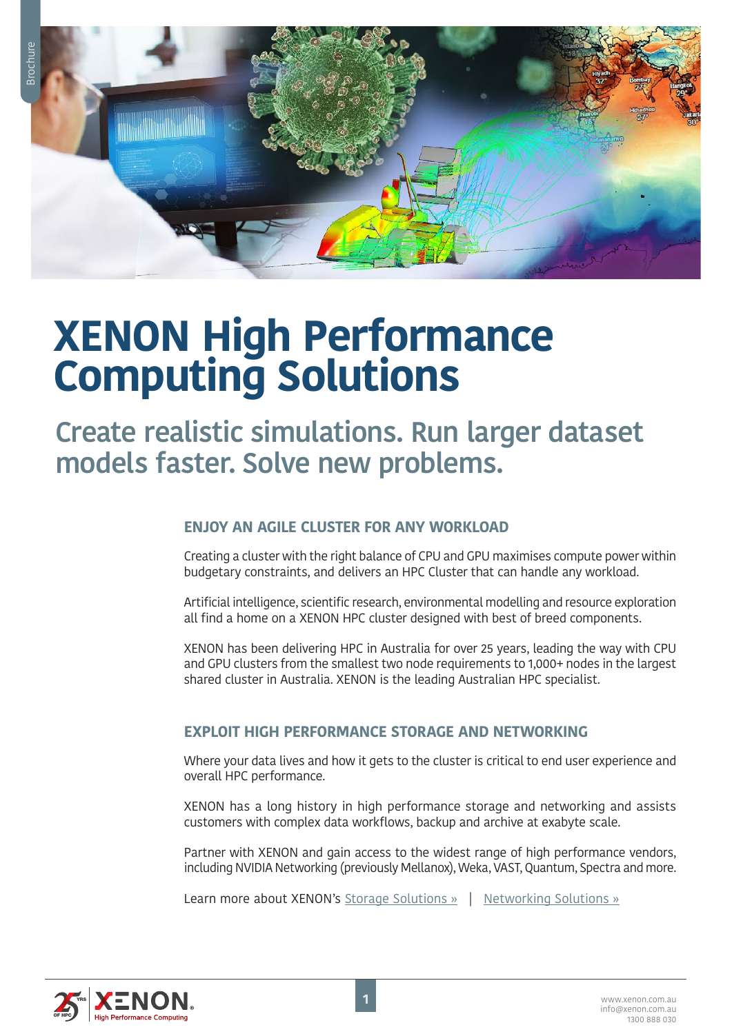# XENON High Performance Computing Solutions

## Create realistic simulations. Run larger dataset models faster. Solve new problems.

### ENJOY AN AGILE CLUSTER FOR ANY WORKLOAD

Creating a cluster with the right balance of CPU and GPU maximises compute power within budgetary constraints, and delivers an HPC Cluster that can handle any workload.

Artificial intelligence, scientific research, environmental modelling and resource exploration all find a home on a XENON HPC cluster designed with best of breed components.

XENON has been delivering HPC in Australia for over 25 years, leading the way with CPU and GPU clusters from the smallest two node requirements to 1,000+ nodes in the largest shared cluster in Australia. XENON is the leading Australian HPC specialist.

### EXPLOIT HIGH PERFORMANCE STORAGE AND NETWORKING

Where your data lives and how it gets to the cluster is critical to end user experience and overall HPC performance.

XENON has a long history in high performance storage and networking and assists customers with complex data workflows, backup and archive at exabyte scale.

Partner with XENON and gain access to the widest range of high performance vendors, including NVIDIA Networking (previously Mellanox), Weka, VAST, Quantum, Spectra and more.

Learn more about XENON's Storage Solutions » | Networking Solutions »

www.xenon.com.au
info@xenon.com.au
1300 888 030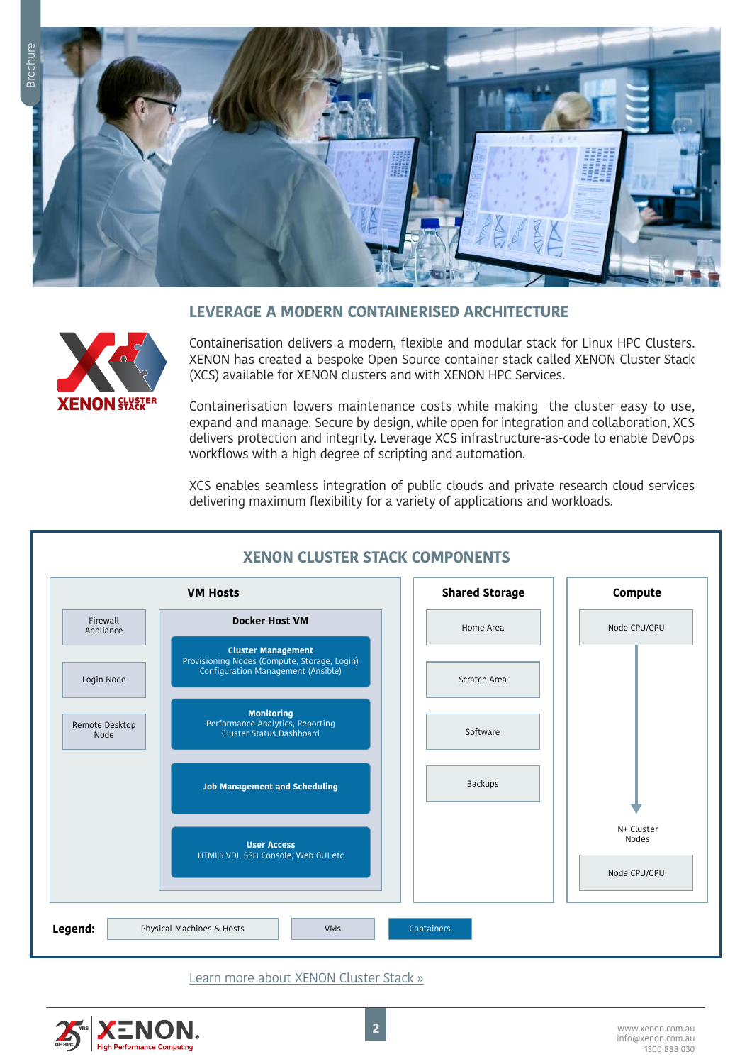## LEVERAGE A MODERN CONTAINERISED ARCHITECTURE

Containerisation delivers a modern, flexible and modular stack for Linux HPC Clusters. XENON has created a bespoke Open Source container stack called XENON Cluster Stack (XCS) available for XENON clusters and with XENON HPC Services.

Containerisation lowers maintenance costs while making the cluster easy to use, expand and manage. Secure by design, while open for integration and collaboration, XCS delivers protection and integrity. Leverage XCS infrastructure-as-code to enable DevOps workflows with a high degree of scripting and automation.

XCS enables seamless integration of public clouds and private research cloud services delivering maximum flexibility for a variety of applications and workloads.

## XENON CLUSTER STACK COMPONENTS

**VM Hosts**

- Firewall Appliance
- Login Node
- Remote Desktop Node
- **Docker Host VM**
  - **Cluster Management** – Provisioning Nodes (Compute, Storage, Login), Configuration Management (Ansible)
  - **Monitoring** – Performance Analytics, Reporting, Cluster Status Dashboard
  - **Job Management and Scheduling**
  - **User Access** – HTML5 VDI, SSH Console, Web GUI etc

**Shared Storage**

- Home Area
- Scratch Area
- Software
- Backups

**Compute**

- Node CPU/GPU
- N+ Cluster Nodes
- Node CPU/GPU

**Legend:** Physical Machines & Hosts | VMs | Containers

Learn more about XENON Cluster Stack »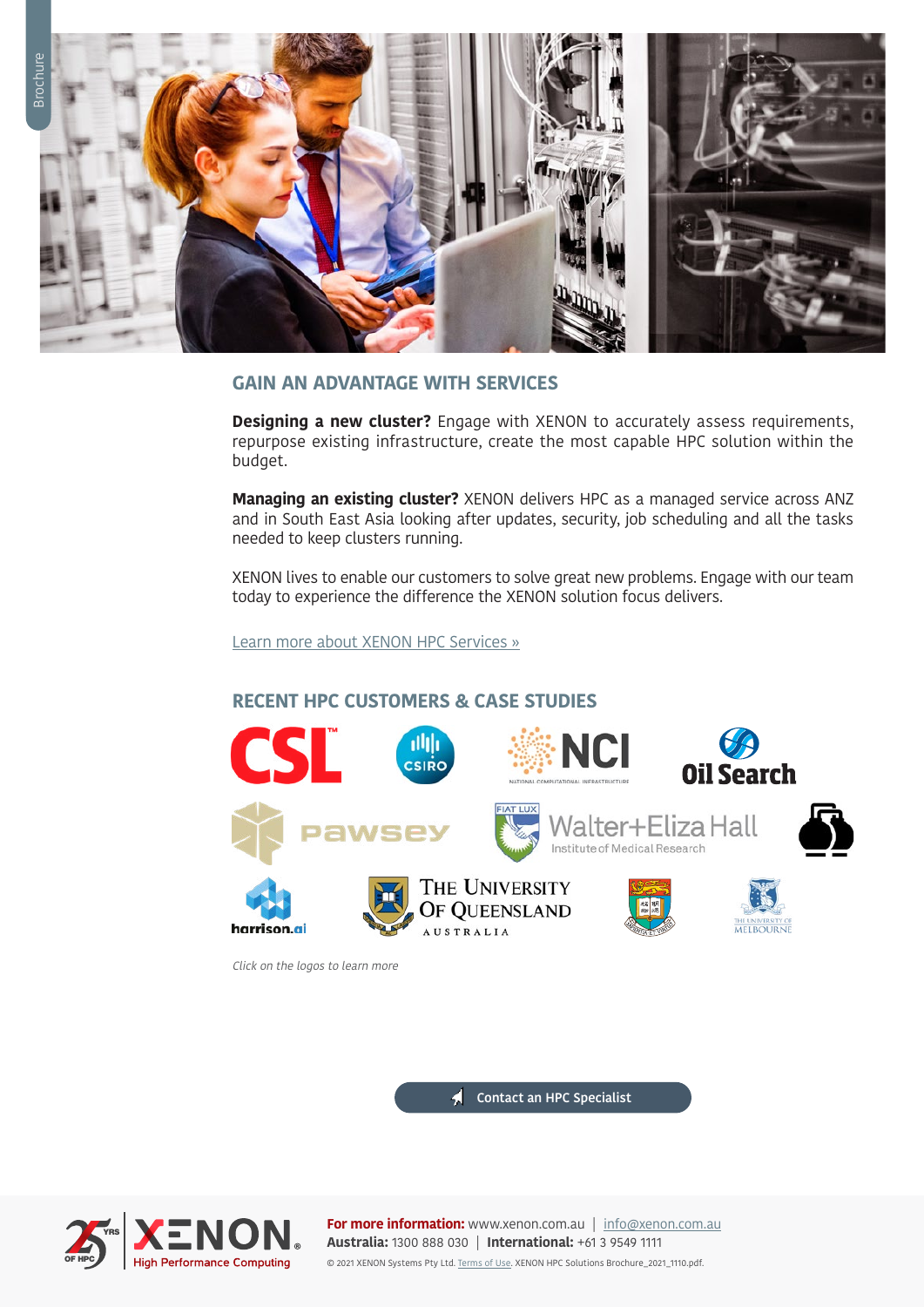## GAIN AN ADVANTAGE WITH SERVICES

**Designing a new cluster?** Engage with XENON to accurately assess requirements, repurpose existing infrastructure, create the most capable HPC solution within the budget.

**Managing an existing cluster?** XENON delivers HPC as a managed service across ANZ and in South East Asia looking after updates, security, job scheduling and all the tasks needed to keep clusters running.

XENON lives to enable our customers to solve great new problems. Engage with our team today to experience the difference the XENON solution focus delivers.

Learn more about XENON HPC Services »

## RECENT HPC CUSTOMERS & CASE STUDIES

CSL

CSIRO

NCI National Computational Infrastructure

Oil Search

Pawsey

Walter+Eliza Hall Institute of Medical Research

harrison.ai

The University of Queensland Australia

The University of Melbourne

*Click on the logos to learn more*

Contact an HPC Specialist

25 YRS OF HPC XENON High Performance Computing

**For more information:** www.xenon.com.au | info@xenon.com.au
**Australia:** 1300 888 030 | **International:** +61 3 9549 1111
© 2021 XENON Systems Pty Ltd. Terms of Use. XENON HPC Solutions Brochure_2021_1110.pdf.